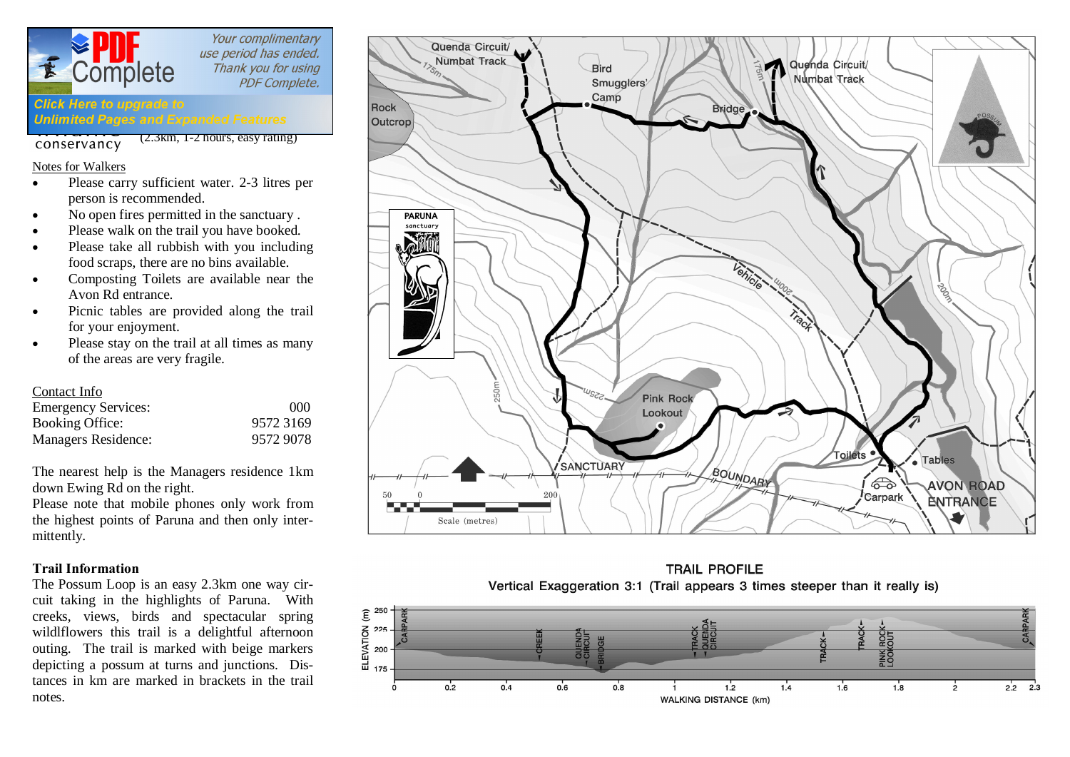conservancy

(2.3km, 1-2 hours, easy rating)

Notes for Walkers

- Please carry sufficient water. 2-3 litres per person is recommended.
- No open fires permitted in the sanctuary .
- Please walk on the trail you have booked.
- Please take all rubbish with you including food scraps, there are no bins available.
- Composting Toilets are available near the Avon Rd entrance.
- Picnic tables are provided along the trail for your enjoyment.
- Please stay on the trail at all times as many of the areas are very fragile.

Contact Info

| | |
|---|---|
| Emergency Services: | 000 |
| Booking Office: | 9572 3169 |
| Managers Residence: | 9572 9078 |

The nearest help is the Managers residence 1km down Ewing Rd on the right.

Please note that mobile phones only work from the highest points of Paruna and then only intermittently.

**Trail Information**

The Possum Loop is an easy 2.3km one way circuit taking in the highlights of Paruna. With creeks, views, birds and spectacular spring wildlflowers this trail is a delightful afternoon outing. The trail is marked with beige markers depicting a possum at turns and junctions. Distances in km are marked in brackets in the trail notes.

TRAIL PROFILE

Vertical Exaggeration 3:1 (Trail appears 3 times steeper than it really is)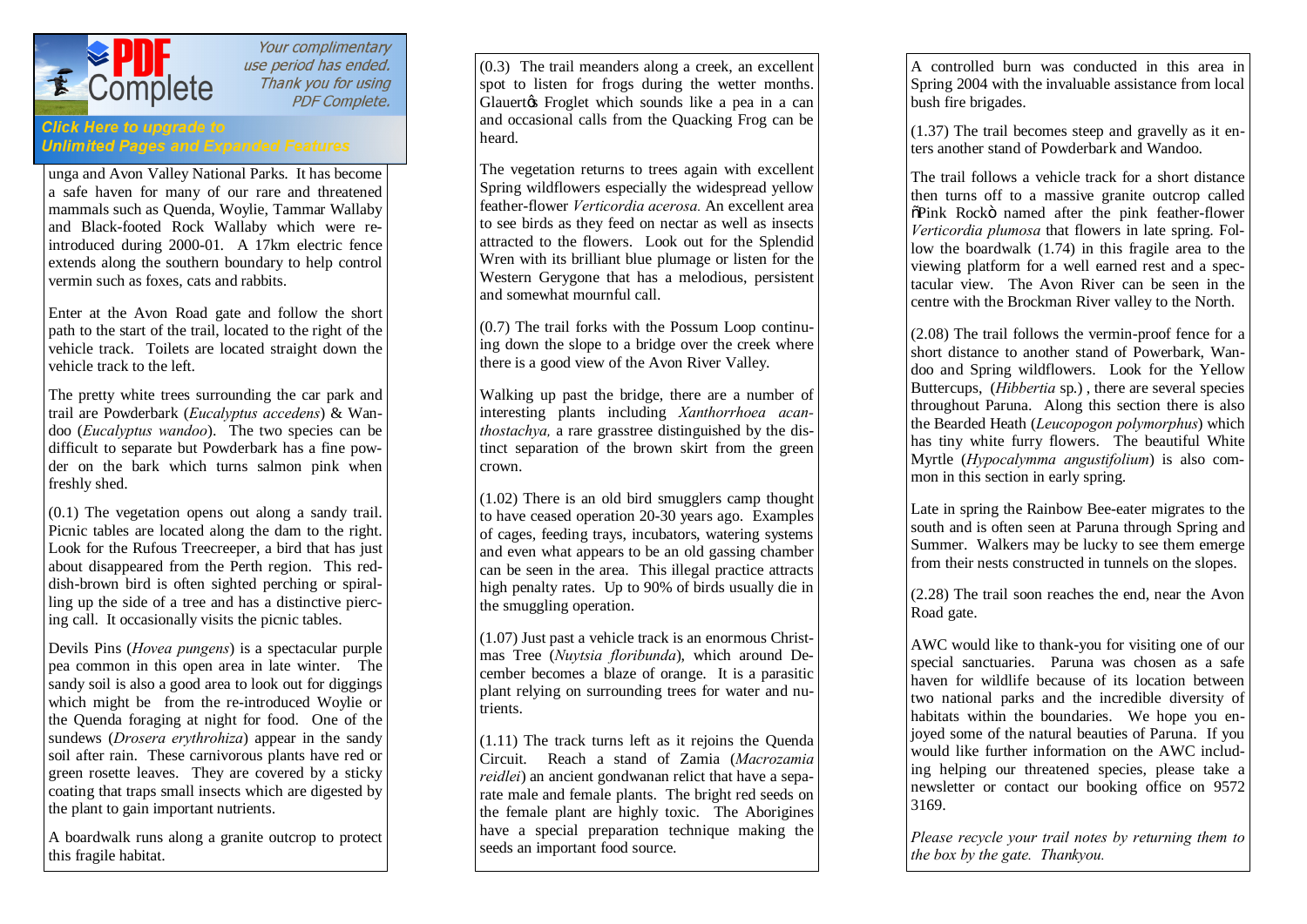unga and Avon Valley National Parks. It has become a safe haven for many of our rare and threatened mammals such as Quenda, Woylie, Tammar Wallaby and Black-footed Rock Wallaby which were re-introduced during 2000-01. A 17km electric fence extends along the southern boundary to help control vermin such as foxes, cats and rabbits.

Enter at the Avon Road gate and follow the short path to the start of the trail, located to the right of the vehicle track. Toilets are located straight down the vehicle track to the left.

The pretty white trees surrounding the car park and trail are Powderbark (*Eucalyptus accedens*) & Wandoo (*Eucalyptus wandoo*). The two species can be difficult to separate but Powderbark has a fine powder on the bark which turns salmon pink when freshly shed.

(0.1) The vegetation opens out along a sandy trail. Picnic tables are located along the dam to the right. Look for the Rufous Treecreeper, a bird that has just about disappeared from the Perth region. This reddish-brown bird is often sighted perching or spiralling up the side of a tree and has a distinctive piercing call. It occasionally visits the picnic tables.

Devils Pins (*Hovea pungens*) is a spectacular purple pea common in this open area in late winter. The sandy soil is also a good area to look out for diggings which might be from the re-introduced Woylie or the Quenda foraging at night for food. One of the sundews (*Drosera erythrohiza*) appear in the sandy soil after rain. These carnivorous plants have red or green rosette leaves. They are covered by a sticky coating that traps small insects which are digested by the plant to gain important nutrients.

A boardwalk runs along a granite outcrop to protect this fragile habitat.

(0.3) The trail meanders along a creek, an excellent spot to listen for frogs during the wetter months. Glauert's Froglet which sounds like a pea in a can and occasional calls from the Quacking Frog can be heard.

The vegetation returns to trees again with excellent Spring wildflowers especially the widespread yellow feather-flower *Verticordia acerosa.* An excellent area to see birds as they feed on nectar as well as insects attracted to the flowers. Look out for the Splendid Wren with its brilliant blue plumage or listen for the Western Gerygone that has a melodious, persistent and somewhat mournful call.

(0.7) The trail forks with the Possum Loop continuing down the slope to a bridge over the creek where there is a good view of the Avon River Valley.

Walking up past the bridge, there are a number of interesting plants including *Xanthorrhoea acanthostachya,* a rare grasstree distinguished by the distinct separation of the brown skirt from the green crown.

(1.02) There is an old bird smugglers camp thought to have ceased operation 20-30 years ago. Examples of cages, feeding trays, incubators, watering systems and even what appears to be an old gassing chamber can be seen in the area. This illegal practice attracts high penalty rates. Up to 90% of birds usually die in the smuggling operation.

(1.07) Just past a vehicle track is an enormous Christmas Tree (*Nuytsia floribunda*), which around December becomes a blaze of orange. It is a parasitic plant relying on surrounding trees for water and nutrients.

(1.11) The track turns left as it rejoins the Quenda Circuit. Reach a stand of Zamia (*Macrozamia reidlei*) an ancient gondwanan relict that have a separate male and female plants. The bright red seeds on the female plant are highly toxic. The Aborigines have a special preparation technique making the seeds an important food source.

A controlled burn was conducted in this area in Spring 2004 with the invaluable assistance from local bush fire brigades.

(1.37) The trail becomes steep and gravelly as it enters another stand of Powderbark and Wandoo.

The trail follows a vehicle track for a short distance then turns off to a massive granite outcrop called "Pink Rock" named after the pink feather-flower *Verticordia plumosa* that flowers in late spring. Follow the boardwalk (1.74) in this fragile area to the viewing platform for a well earned rest and a spectacular view. The Avon River can be seen in the centre with the Brockman River valley to the North.

(2.08) The trail follows the vermin-proof fence for a short distance to another stand of Powerbark, Wandoo and Spring wildflowers. Look for the Yellow Buttercups, (*Hibbertia* sp.) , there are several species throughout Paruna. Along this section there is also the Bearded Heath (*Leucopogon polymorphus*) which has tiny white furry flowers. The beautiful White Myrtle (*Hypocalymma angustifolium*) is also common in this section in early spring.

Late in spring the Rainbow Bee-eater migrates to the south and is often seen at Paruna through Spring and Summer. Walkers may be lucky to see them emerge from their nests constructed in tunnels on the slopes.

(2.28) The trail soon reaches the end, near the Avon Road gate.

AWC would like to thank-you for visiting one of our special sanctuaries. Paruna was chosen as a safe haven for wildlife because of its location between two national parks and the incredible diversity of habitats within the boundaries. We hope you enjoyed some of the natural beauties of Paruna. If you would like further information on the AWC including helping our threatened species, please take a newsletter or contact our booking office on 9572 3169.

*Please recycle your trail notes by returning them to the box by the gate. Thankyou.*